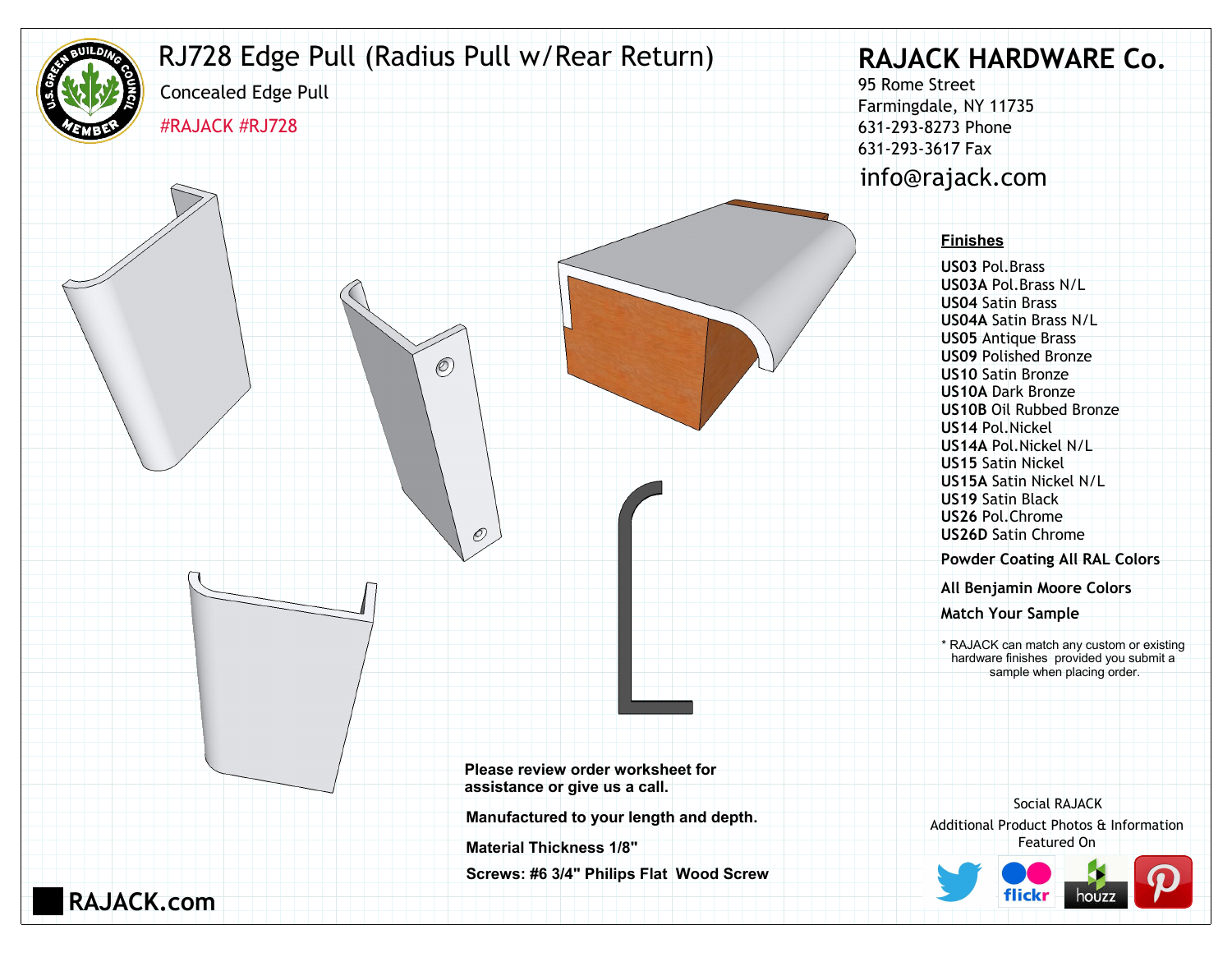# RJ728 Edge Pull (Radius Pull w/Rear Return)

Concealed Edge Pull

#RAJACK #RJ728

## RAJACK HARDWARE Co.

95 Rome Street
Farmingdale, NY 11735
631-293-8273 Phone
631-293-3617 Fax
info@rajack.com

**Finishes**

**US03** Pol.Brass
**US03A** Pol.Brass N/L
**US04** Satin Brass
**US04A** Satin Brass N/L
**US05** Antique Brass
**US09** Polished Bronze
**US10** Satin Bronze
**US10A** Dark Bronze
**US10B** Oil Rubbed Bronze
**US14** Pol.Nickel
**US14A** Pol.Nickel N/L
**US15** Satin Nickel
**US15A** Satin Nickel N/L
**US19** Satin Black
**US26** Pol.Chrome
**US26D** Satin Chrome

**Powder Coating All RAL Colors**

**All Benjamin Moore Colors**

**Match Your Sample**

* RAJACK can match any custom or existing hardware finishes provided you submit a sample when placing order.

**Please review order worksheet for assistance or give us a call.**

**Manufactured to your length and depth.**

**Material Thickness 1/8"**

**Screws: #6 3/4" Philips Flat Wood Screw**

Social RAJACK
Additional Product Photos & Information Featured On

RAJACK.com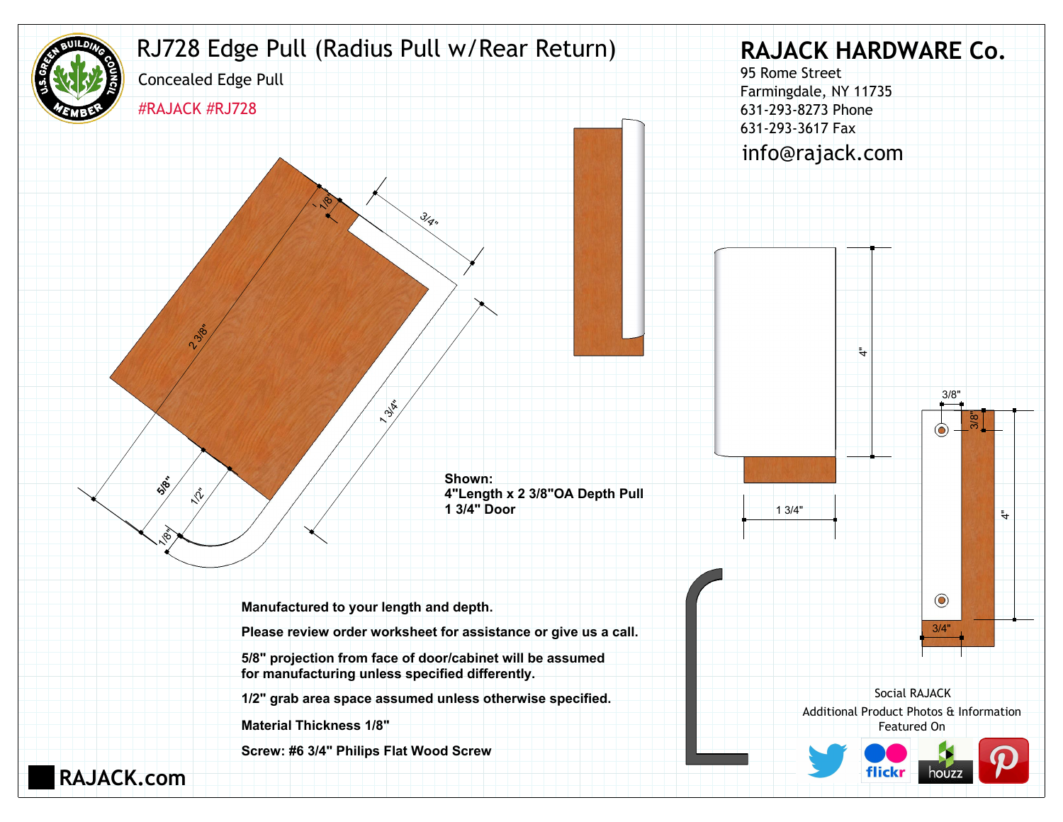# RJ728 Edge Pull (Radius Pull w/Rear Return)

Concealed Edge Pull

#RAJACK #RJ728

## RAJACK HARDWARE Co.

95 Rome Street
Farmingdale, NY 11735
631-293-8273 Phone
631-293-3617 Fax
info@rajack.com

1/8"

3/4"

2 3/8"

1 3/4"

5/8"

1/2"

1/8"

4"

1 3/4"

3/8"

3/8"

4"

3/4"

**Shown:**
**4"Length x 2 3/8"OA Depth Pull**
**1 3/4" Door**

**Manufactured to your length and depth.**

**Please review order worksheet for assistance or give us a call.**

**5/8" projection from face of door/cabinet will be assumed for manufacturing unless specified differently.**

**1/2" grab area space assumed unless otherwise specified.**

**Material Thickness 1/8"**

**Screw: #6 3/4" Philips Flat Wood Screw**

Social RAJACK
Additional Product Photos & Information
Featured On

RAJACK.com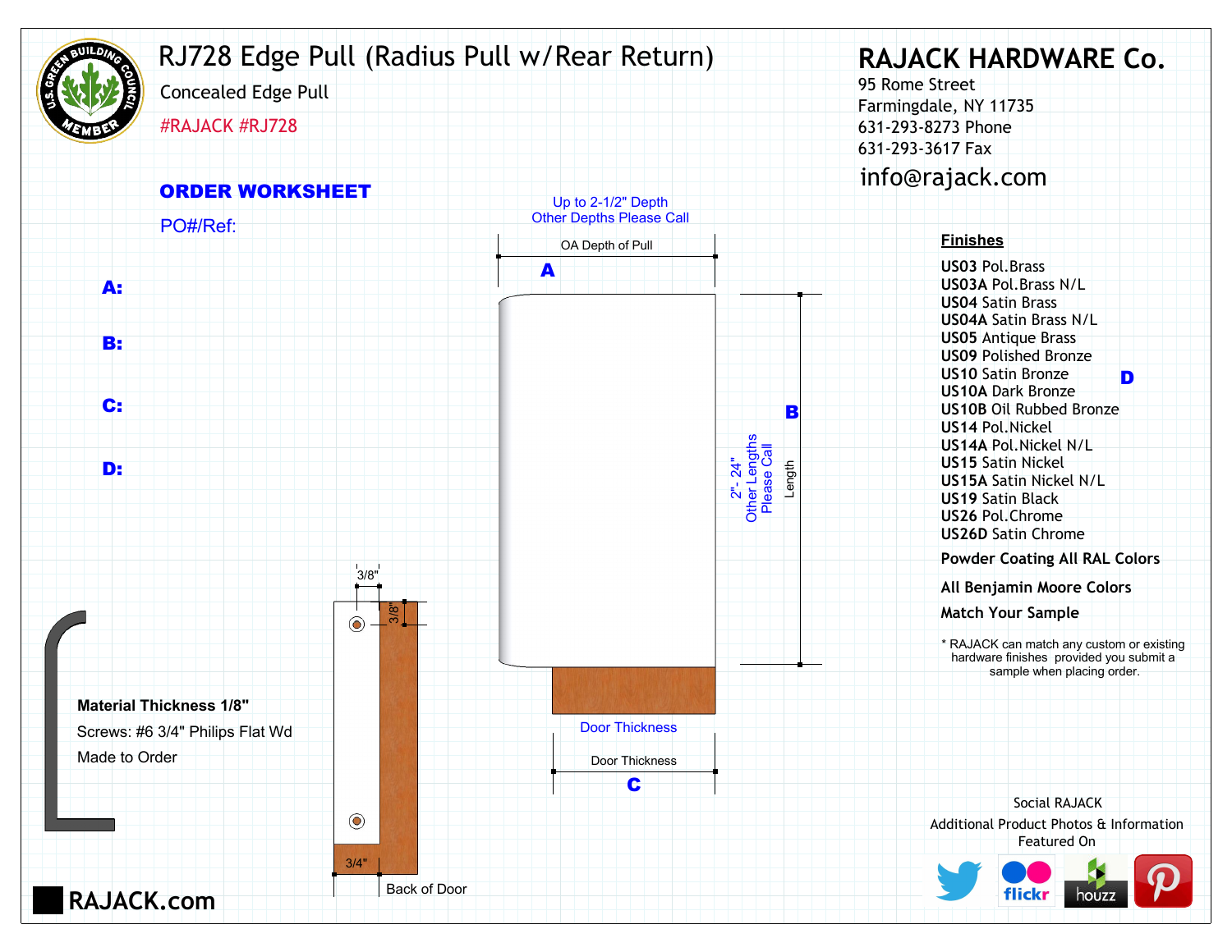# RJ728 Edge Pull (Radius Pull w/Rear Return)

Concealed Edge Pull

#RAJACK #RJ728

## RAJACK HARDWARE Co.

95 Rome Street
Farmingdale, NY 11735
631-293-8273 Phone
631-293-3617 Fax
info@rajack.com

## ORDER WORKSHEET

PO#/Ref:

**A:**

**B:**

**C:**

**D:**

Up to 2-1/2" Depth
Other Depths Please Call

OA Depth of Pull

A

B

2" - 24"
Other Lengths
Please Call

Length

Door Thickness

Door Thickness

C

3/8"

3/8"

3/4"

Back of Door

**Material Thickness 1/8"**

Screws: #6 3/4" Philips Flat Wd

Made to Order

### Finishes

- **US03** Pol.Brass
- **US03A** Pol.Brass N/L
- **US04** Satin Brass
- **US04A** Satin Brass N/L
- **US05** Antique Brass
- **US09** Polished Bronze
- **US10** Satin Bronze
- **US10A** Dark Bronze
- **US10B** Oil Rubbed Bronze
- **US14** Pol.Nickel
- **US14A** Pol.Nickel N/L
- **US15** Satin Nickel
- **US15A** Satin Nickel N/L
- **US19** Satin Black
- **US26** Pol.Chrome
- **US26D** Satin Chrome

D

**Powder Coating All RAL Colors**

**All Benjamin Moore Colors**

**Match Your Sample**

* RAJACK can match any custom or existing hardware finishes provided you submit a sample when placing order.

Social RAJACK
Additional Product Photos & Information
Featured On

RAJACK.com